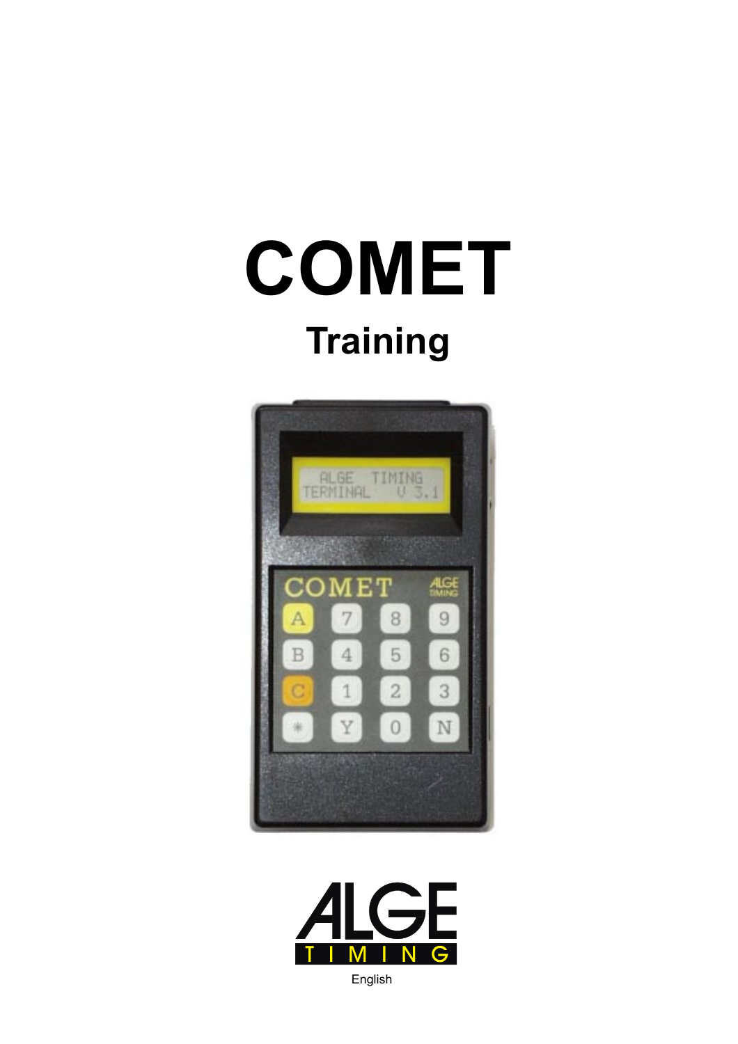# COMET

## Training

English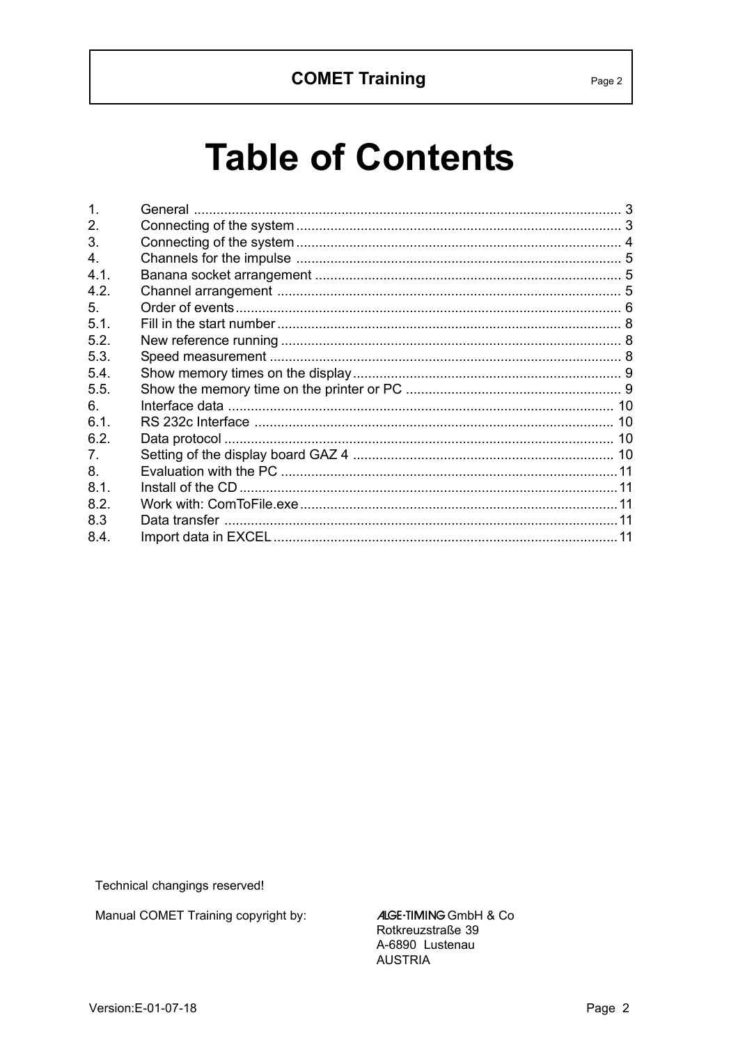# Table of Contents

| | | |
|---|---|---|
| 1. | General | 3 |
| 2. | Connecting of the system | 3 |
| 3. | Connecting of the system | 4 |
| 4. | Channels for the impulse | 5 |
| 4.1. | Banana socket arrangement | 5 |
| 4.2. | Channel arrangement | 5 |
| 5. | Order of events | 6 |
| 5.1. | Fill in the start number | 8 |
| 5.2. | New reference running | 8 |
| 5.3. | Speed measurement | 8 |
| 5.4. | Show memory times on the display | 9 |
| 5.5. | Show the memory time on the printer or PC | 9 |
| 6. | Interface data | 10 |
| 6.1. | RS 232c Interface | 10 |
| 6.2. | Data protocol | 10 |
| 7. | Setting of the display board GAZ 4 | 10 |
| 8. | Evaluation with the PC | 11 |
| 8.1. | Install of the CD | 11 |
| 8.2. | Work with: ComToFile.exe | 11 |
| 8.3 | Data transfer | 11 |
| 8.4. | Import data in EXCEL | 11 |

Technical changings reserved!

Manual COMET Training copyright by:

ALGE-TIMING GmbH & Co
Rotkreuzstraße 39
A-6890 Lustenau
AUSTRIA

Version:E-01-07-18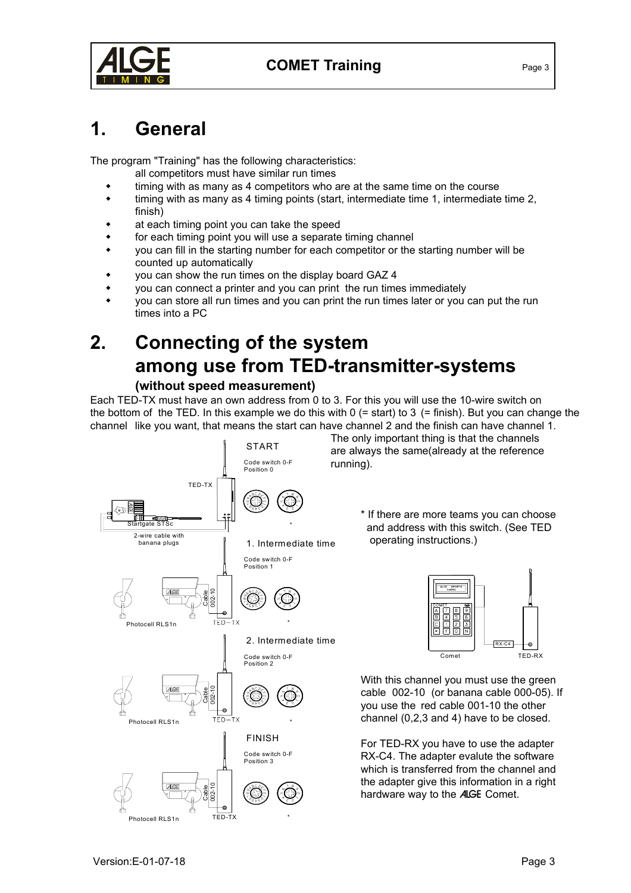# 1. General

The program "Training" has the following characteristics:

all competitors must have similar run times

- timing with as many as 4 competitors who are at the same time on the course
- timing with as many as 4 timing points (start, intermediate time 1, intermediate time 2, finish)
- at each timing point you can take the speed
- for each timing point you will use a separate timing channel
- you can fill in the starting number for each competitor or the starting number will be counted up automatically
- you can show the run times on the display board GAZ 4
- you can connect a printer and you can print the run times immediately
- you can store all run times and you can print the run times later or you can put the run times into a PC

# 2. Connecting of the system among use from TED-transmitter-systems

### (without speed measurement)

Each TED-TX must have an own address from 0 to 3. For this you will use the 10-wire switch on the bottom of the TED. In this example we do this with 0 (= start) to 3 (= finish). But you can change the channel like you want, that means the start can have channel 2 and the finish can have channel 1. The only important thing is that the channels are always the same(already at the reference running).

START
Code switch 0-F
Position 0

TED-TX

Startgate STSc

2-wire cable with banana plugs

1. Intermediate time
Code switch 0-F
Position 1

Photocell RLS1n

Cable 002-10

TED-TX

2. Intermediate time
Code switch 0-F
Position 2

Photocell RLS1n

Cable 002-10

TED-TX

FINISH
Code switch 0-F
Position 3

Photocell RLS1n

Cable 002-10

TED-TX

* If there are more teams you can choose and address with this switch. (See TED operating instructions.)

Comet

RX-C4

TED-RX

With this channel you must use the green cable 002-10 (or banana cable 000-05). If you use the red cable 001-10 the other channel (0,2,3 and 4) have to be closed.

For TED-RX you have to use the adapter RX-C4. The adapter evalute the software which is transferred from the channel and the adapter give this information in a right hardware way to the ALGE Comet.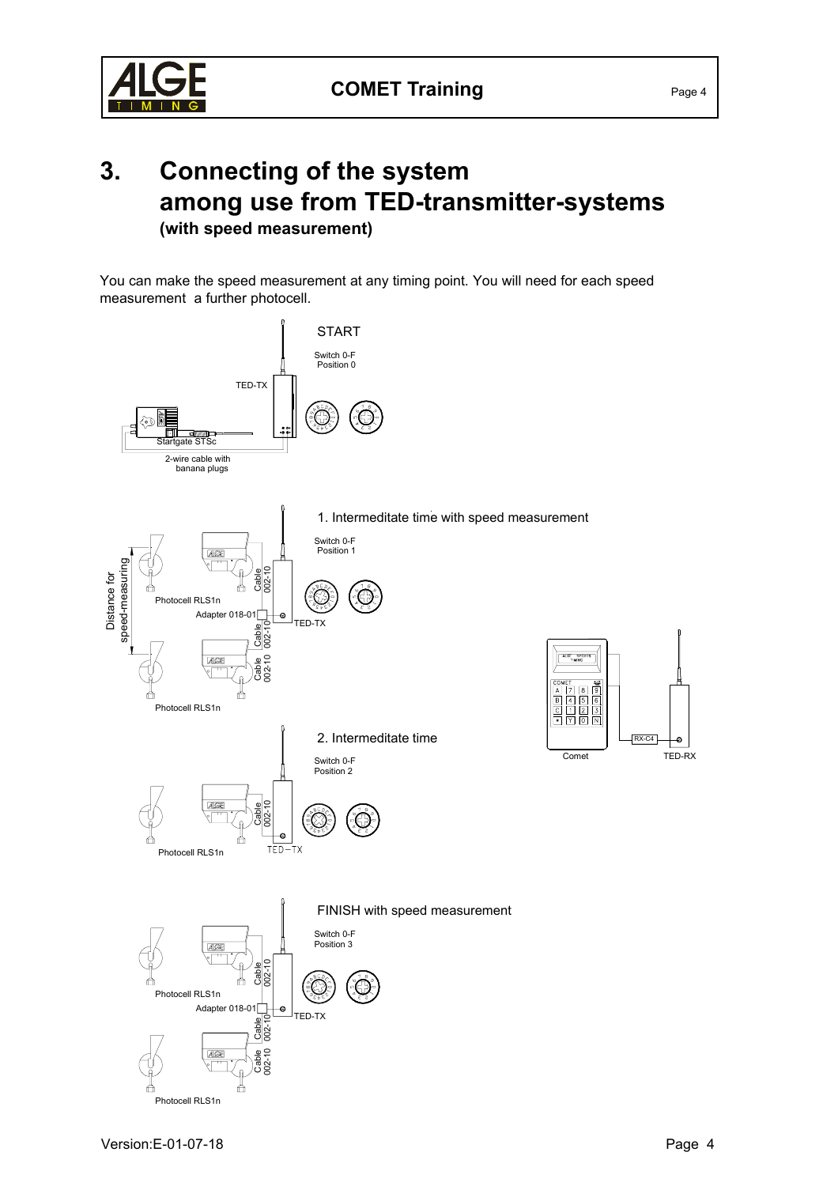# 3. Connecting of the system among use from TED-transmitter-systems

**(with speed measurement)**

You can make the speed measurement at any timing point. You will need for each speed measurement a further photocell.

START

Switch 0-F
Position 0

TED-TX

Startgate STSc

2-wire cable with banana plugs

1. Intermeditate time with speed measurement

Switch 0-F
Position 1

Distance for speed-measuring

Photocell RLS1n

Adapter 018-01

Cable 002-10

TED-TX

Photocell RLS1n

Comet

RX-C4

TED-RX

2. Intermediate time

Switch 0-F
Position 2

Photocell RLS1n

Cable 002-10

TED-TX

FINISH with speed measurement

Switch 0-F
Position 3

Photocell RLS1n

Adapter 018-01

Cable 002-10

TED-TX

Photocell RLS1n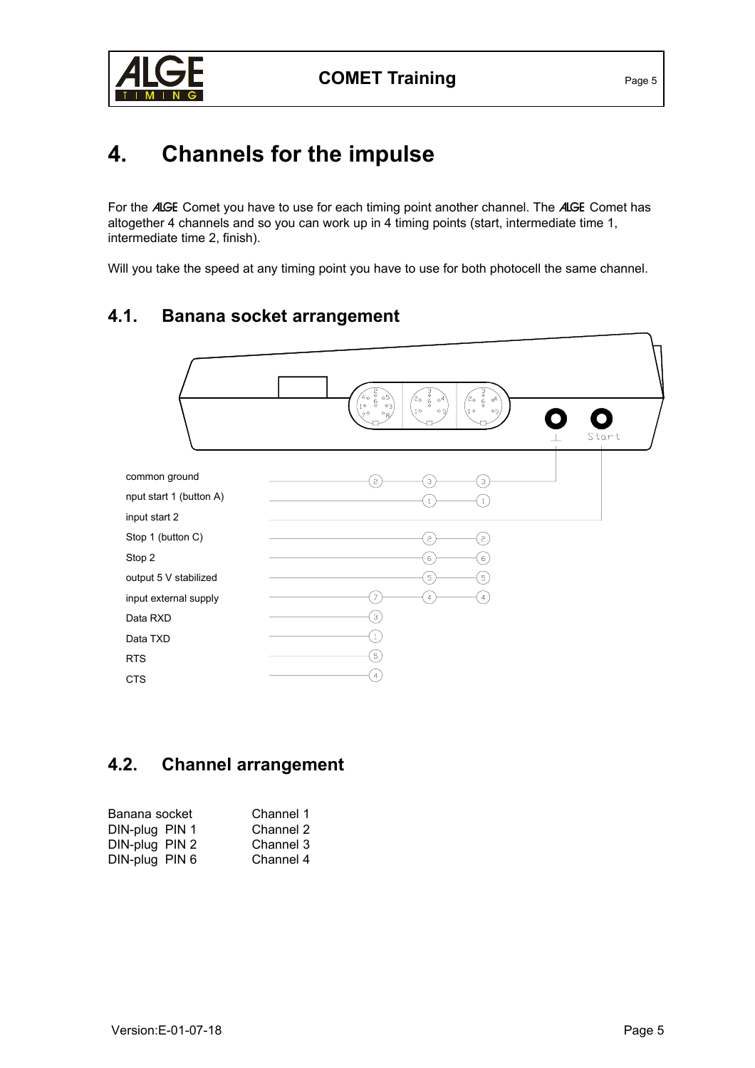# 4. Channels for the impulse

For the ALGE Comet you have to use for each timing point another channel. The ALGE Comet has altogether 4 channels and so you can work up in 4 timing points (start, intermediate time 1, intermediate time 2, finish).

Will you take the speed at any timing point you have to use for both photocell the same channel.

## 4.1. Banana socket arrangement

| Function | DIN socket 1 (8-pin) | DIN socket 2 | DIN socket 3 | Banana socket ⊥ | Banana socket Start |
|---|---|---|---|---|---|
| common ground | 2 | 3 | 3 | x | |
| nput start 1 (button A) | | 1 | 1 | | |
| input start 2 | | | | | x |
| Stop 1 (button C) | | 2 | 2 | | |
| Stop 2 | | 6 | 6 | | |
| output 5 V stabilized | | 5 | 5 | | |
| input external supply | 7 | 4 | 4 | | |
| Data RXD | 3 | | | | |
| Data TXD | 1 | | | | |
| RTS | 5 | | | | |
| CTS | 4 | | | | |

## 4.2. Channel arrangement

| | |
|---|---|
| Banana socket | Channel 1 |
| DIN-plug PIN 1 | Channel 2 |
| DIN-plug PIN 2 | Channel 3 |
| DIN-plug PIN 6 | Channel 4 |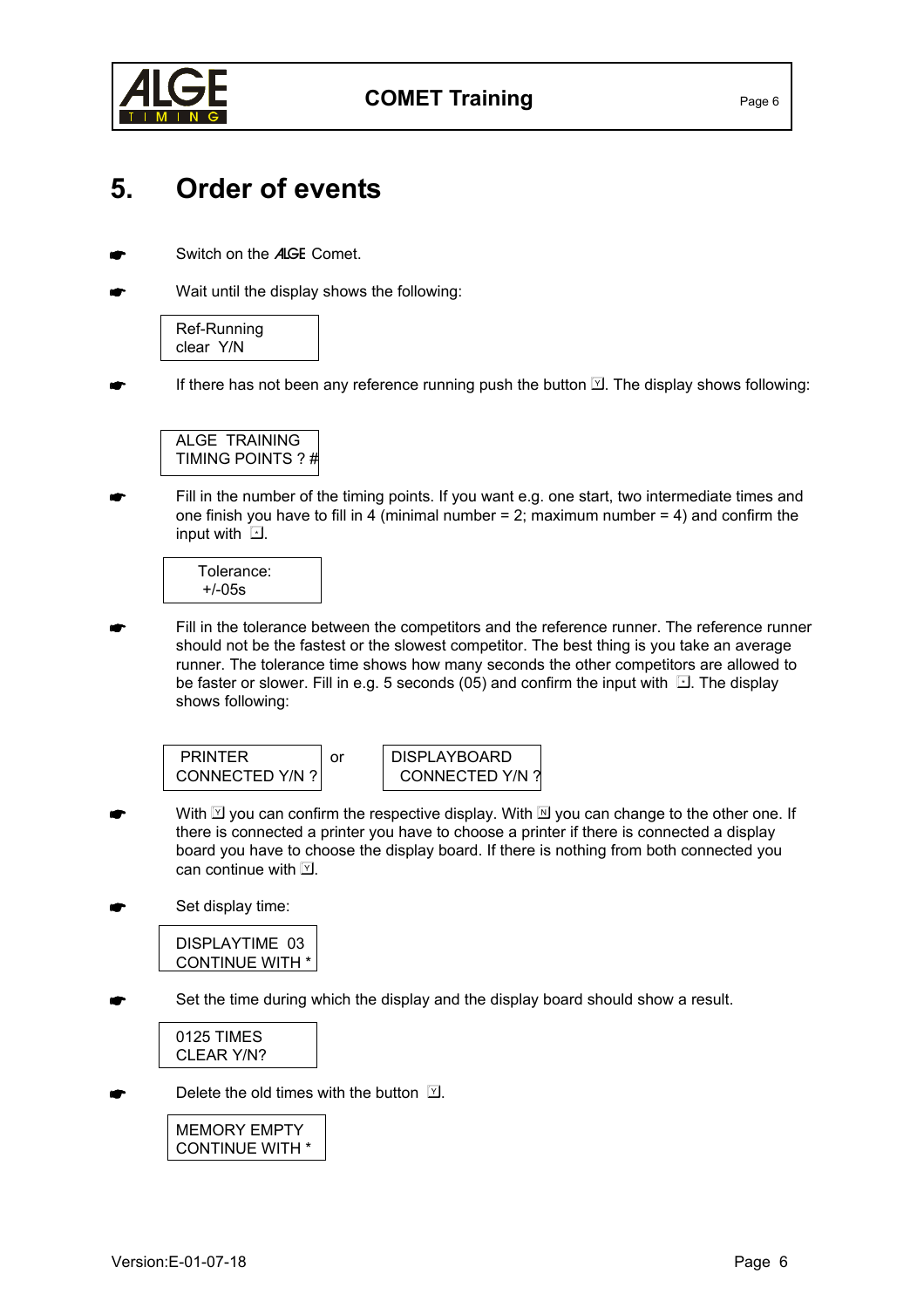# 5. Order of events

☛ Switch on the ALGE Comet.

☛ Wait until the display shows the following:

```
Ref-Running
clear  Y/N
```

☛ If there has not been any reference running push the button Y. The display shows following:

```
ALGE  TRAINING
TIMING POINTS ? #
```

☛ Fill in the number of the timing points. If you want e.g. one start, two intermediate times and one finish you have to fill in 4 (minimal number = 2; maximum number = 4) and confirm the input with ↵.

```
Tolerance:
 +/-05s
```

☛ Fill in the tolerance between the competitors and the reference runner. The reference runner should not be the fastest or the slowest competitor. The best thing is you take an average runner. The tolerance time shows how many seconds the other competitors are allowed to be faster or slower. Fill in e.g. 5 seconds (05) and confirm the input with ↵. The display shows following:

```
PRINTER
CONNECTED Y/N ?
```

or

```
DISPLAYBOARD
 CONNECTED Y/N ?
```

☛ With Y you can confirm the respective display. With N you can change to the other one. If there is connected a printer you have to choose a printer if there is connected a display board you have to choose the display board. If there is nothing from both connected you can continue with Y.

☛ Set display time:

```
DISPLAYTIME  03
CONTINUE WITH *
```

☛ Set the time during which the display and the display board should show a result.

```
0125 TIMES
CLEAR Y/N?
```

☛ Delete the old times with the button Y.

```
MEMORY EMPTY
CONTINUE WITH *
```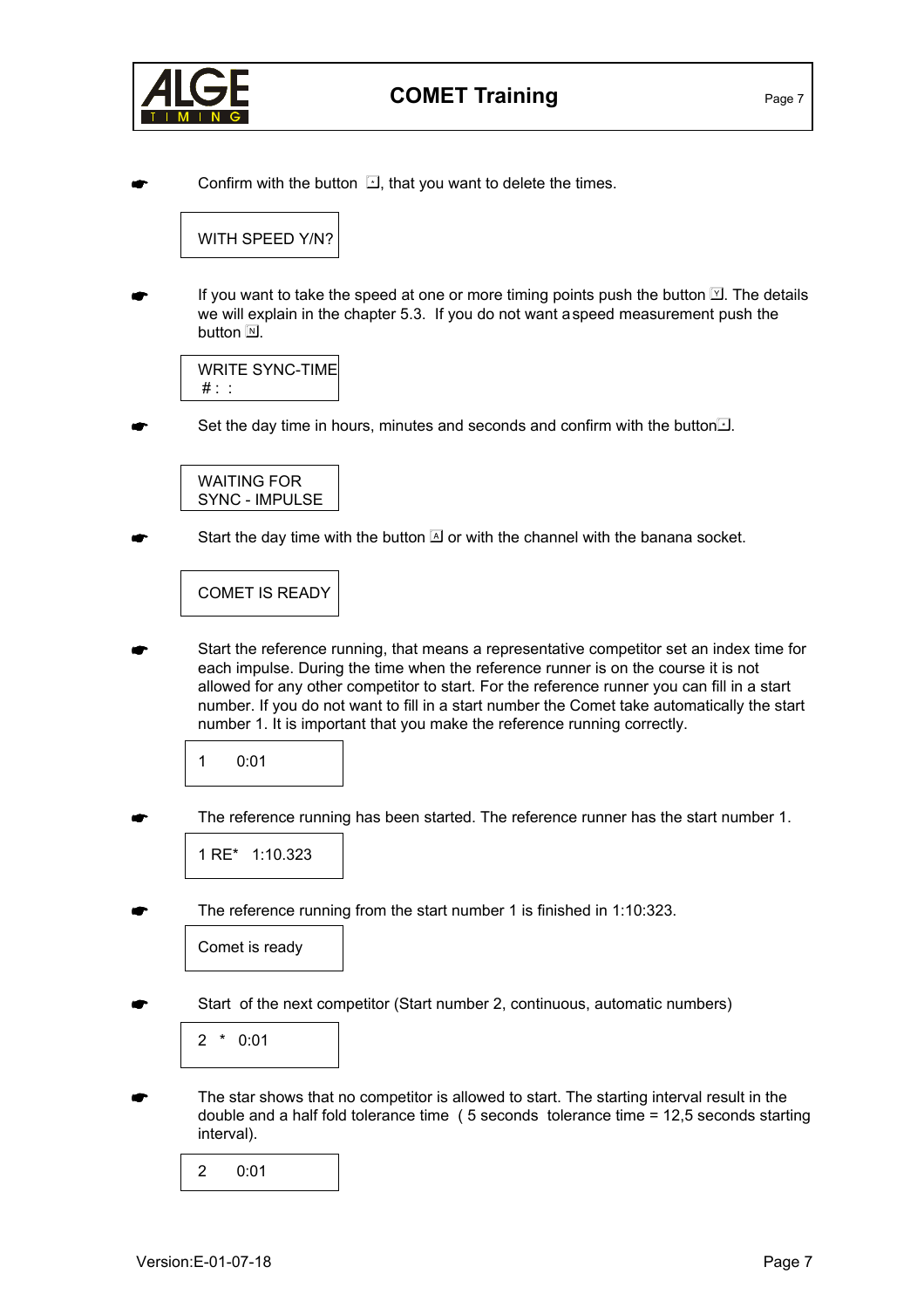☛ Confirm with the button ↵, that you want to delete the times.

```
WITH SPEED Y/N?
```

☛ If you want to take the speed at one or more timing points push the button Y. The details we will explain in the chapter 5.3. If you do not want a speed measurement push the button N.

```
WRITE SYNC-TIME
 # :  :
```

☛ Set the day time in hours, minutes and seconds and confirm with the button ↵.

```
WAITING FOR
SYNC - IMPULSE
```

☛ Start the day time with the button A or with the channel with the banana socket.

```
COMET IS READY
```

☛ Start the reference running, that means a representative competitor set an index time for each impulse. During the time when the reference runner is on the course it is not allowed for any other competitor to start. For the reference runner you can fill in a start number. If you do not want to fill in a start number the Comet take automatically the start number 1. It is important that you make the reference running correctly.

```
1      0:01
```

☛ The reference running has been started. The reference runner has the start number 1.

```
1 RE*   1:10.323
```

☛ The reference running from the start number 1 is finished in 1:10:323.

```
Comet is ready
```

☛ Start of the next competitor (Start number 2, continuous, automatic numbers)

```
2  *  0:01
```

☛ The star shows that no competitor is allowed to start. The starting interval result in the double and a half fold tolerance time ( 5 seconds tolerance time = 12,5 seconds starting interval).

```
2      0:01
```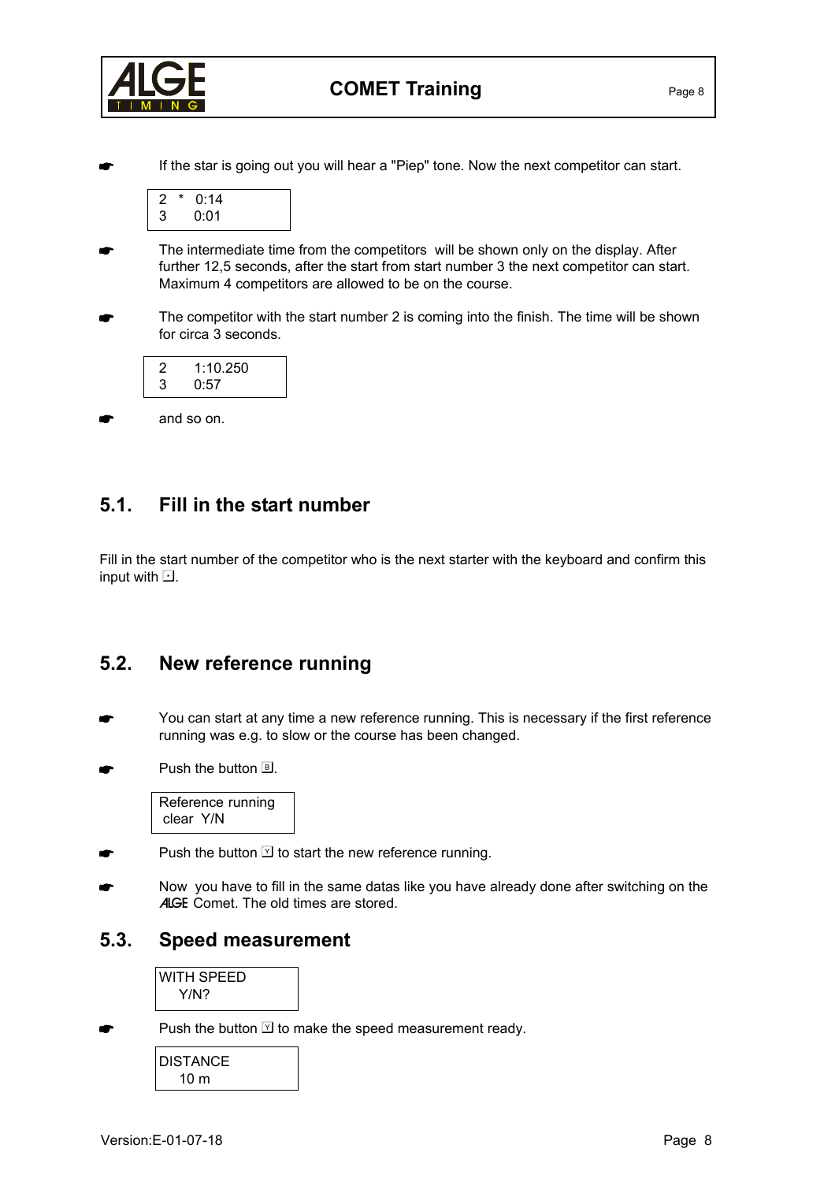- If the star is going out you will hear a "Piep" tone. Now the next competitor can start.

```
2  *  0:14
3     0:01
```

- The intermediate time from the competitors  will be shown only on the display. After further 12,5 seconds, after the start from start number 3 the next competitor can start. Maximum 4 competitors are allowed to be on the course.

- The competitor with the start number 2 is coming into the finish. The time will be shown for circa 3 seconds.

```
2     1:10.250
3     0:57
```

- and so on.

## 5.1. Fill in the start number

Fill in the start number of the competitor who is the next starter with the keyboard and confirm this input with ↵.

## 5.2. New reference running

- You can start at any time a new reference running. This is necessary if the first reference running was e.g. to slow or the course has been changed.

- Push the button B.

```
Reference running
 clear  Y/N
```

- Push the button Y to start the new reference running.

- Now  you have to fill in the same datas like you have already done after switching on the ALGE Comet. The old times are stored.

## 5.3. Speed measurement

```
WITH SPEED
   Y/N?
```

- Push the button Y to make the speed measurement ready.

```
DISTANCE
   10 m
```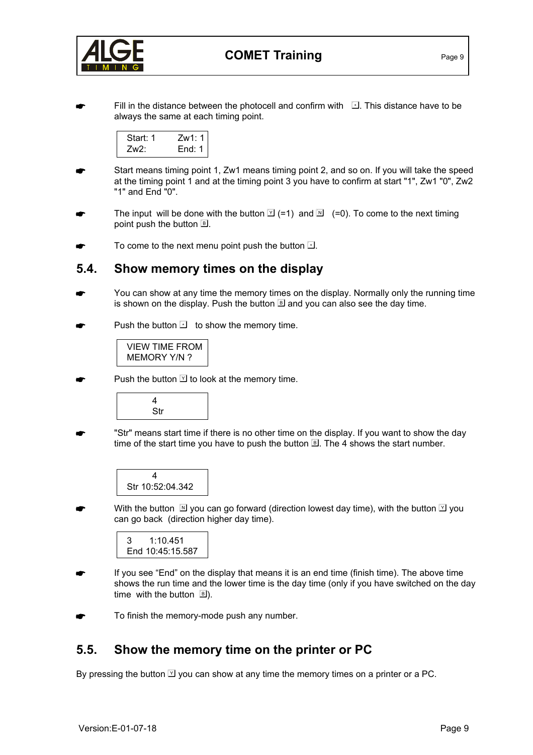☛ Fill in the distance between the photocell and confirm with ↵. This distance have to be always the same at each timing point.

```
Start: 1    Zw1: 1
Zw2:        End: 1
```

☛ Start means timing point 1, Zw1 means timing point 2, and so on. If you will take the speed at the timing point 1 and at the timing point 3 you have to confirm at start "1", Zw1 "0", Zw2 "1" and End "0".

☛ The input will be done with the button Y (=1) and N (=0). To come to the next timing point push the button B.

☛ To come to the next menu point push the button ↵.

## 5.4. Show memory times on the display

☛ You can show at any time the memory times on the display. Normally only the running time is shown on the display. Push the button B and you can also see the day time.

☛ Push the button ↵ to show the memory time.

```
VIEW TIME FROM
MEMORY Y/N ?
```

☛ Push the button Y to look at the memory time.

```
    4
    Str
```

☛ "Str" means start time if there is no other time on the display. If you want to show the day time of the start time you have to push the button B. The 4 shows the start number.

```
    4
Str 10:52:04.342
```

☛ With the button N you can go forward (direction lowest day time), with the button Y you can go back (direction higher day time).

```
3     1:10.451
End 10:45:15.587
```

☛ If you see “End” on the display that means it is an end time (finish time). The above time shows the run time and the lower time is the day time (only if you have switched on the day time with the button B).

☛ To finish the memory-mode push any number.

## 5.5. Show the memory time on the printer or PC

By pressing the button Y you can show at any time the memory times on a printer or a PC.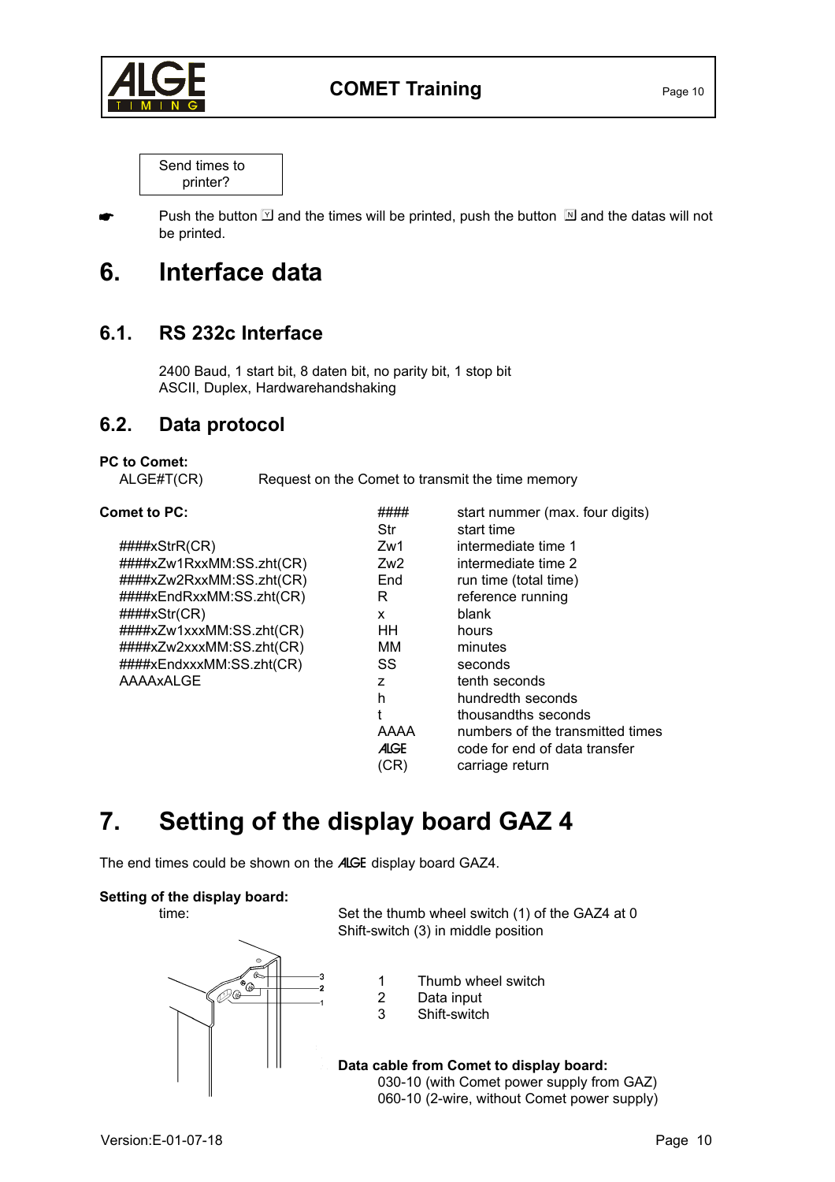Send times to printer?

☛ Push the button Y and the times will be printed, push the button N and the datas will not be printed.

# 6. Interface data

## 6.1. RS 232c Interface

2400 Baud, 1 start bit, 8 daten bit, no parity bit, 1 stop bit
ASCII, Duplex, Hardwarehandshaking

## 6.2. Data protocol

**PC to Comet:**

ALGE#T(CR) Request on the Comet to transmit the time memory

**Comet to PC:**

```
####xStrR(CR)
####xZw1RxxMM:SS.zht(CR)
####xZw2RxxMM:SS.zht(CR)
####xEndRxxMM:SS.zht(CR)
####xStr(CR)
####xZw1xxxMM:SS.zht(CR)
####xZw2xxxMM:SS.zht(CR)
####xEndxxxMM:SS.zht(CR)
AAAAxALGE
```

| | |
|---|---|
| #### | start nummer (max. four digits) |
| Str | start time |
| Zw1 | intermediate time 1 |
| Zw2 | intermediate time 2 |
| End | run time (total time) |
| R | reference running |
| x | blank |
| HH | hours |
| MM | minutes |
| SS | seconds |
| z | tenth seconds |
| h | hundredth seconds |
| t | thousandths seconds |
| AAAA | numbers of the transmitted times |
| ALGE | code for end of data transfer |
| (CR) | carriage return |

# 7. Setting of the display board GAZ 4

The end times could be shown on the ALGE display board GAZ4.

**Setting of the display board:**

time: Set the thumb wheel switch (1) of the GAZ4 at 0
Shift-switch (3) in middle position

1 Thumb wheel switch
2 Data input
3 Shift-switch

**Data cable from Comet to display board:**

030-10 (with Comet power supply from GAZ)
060-10 (2-wire, without Comet power supply)

Version:E-01-07-18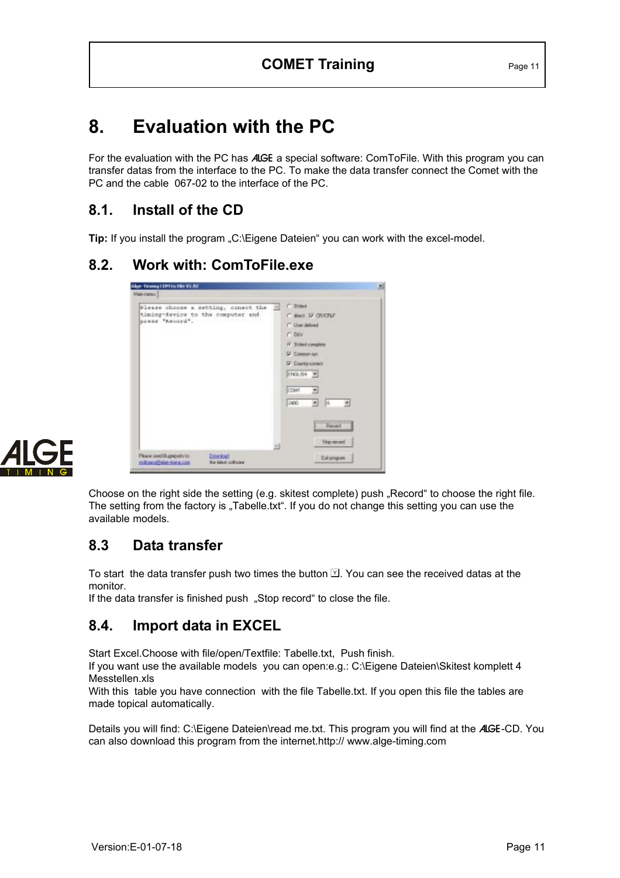# 8. Evaluation with the PC

For the evaluation with the PC has ALGE a special software: ComToFile. With this program you can transfer datas from the interface to the PC. To make the data transfer connect the Comet with the PC and the cable 067-02 to the interface of the PC.

## 8.1. Install of the CD

**Tip:** If you install the program „C:\Eigene Dateien" you can work with the excel-model.

## 8.2. Work with: ComToFile.exe

Choose on the right side the setting (e.g. skitest complete) push „Record" to choose the right file. The setting from the factory is „Tabelle.txt". If you do not change this setting you can use the available models.

## 8.3 Data transfer

To start the data transfer push two times the button ☒. You can see the received datas at the monitor.
If the data transfer is finished push „Stop record" to close the file.

## 8.4. Import data in EXCEL

Start Excel.Choose with file/open/Textfile: Tabelle.txt, Push finish.
If you want use the available models you can open:e.g.: C:\Eigene Dateien\Skitest komplett 4 Messtellen.xls
With this table you have connection with the file Tabelle.txt. If you open this file the tables are made topical automatically.

Details you will find: C:\Eigene Dateien\read me.txt. This program you will find at the ALGE-CD. You can also download this program from the internet.http:// www.alge-timing.com